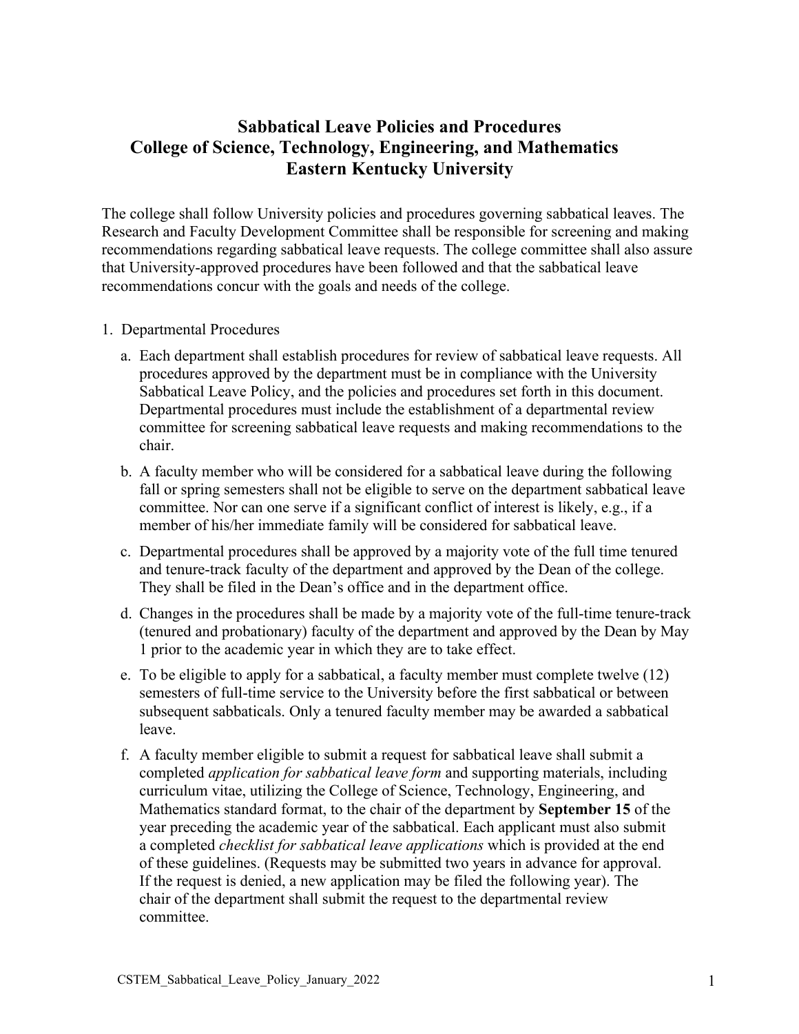# Sabbatical Leave Policies and Procedures
# College of Science, Technology, Engineering, and Mathematics
# Eastern Kentucky University

The college shall follow University policies and procedures governing sabbatical leaves. The Research and Faculty Development Committee shall be responsible for screening and making recommendations regarding sabbatical leave requests. The college committee shall also assure that University-approved procedures have been followed and that the sabbatical leave recommendations concur with the goals and needs of the college.

1. Departmental Procedures

   a. Each department shall establish procedures for review of sabbatical leave requests. All procedures approved by the department must be in compliance with the University Sabbatical Leave Policy, and the policies and procedures set forth in this document. Departmental procedures must include the establishment of a departmental review committee for screening sabbatical leave requests and making recommendations to the chair.

   b. A faculty member who will be considered for a sabbatical leave during the following fall or spring semesters shall not be eligible to serve on the department sabbatical leave committee. Nor can one serve if a significant conflict of interest is likely, e.g., if a member of his/her immediate family will be considered for sabbatical leave.

   c. Departmental procedures shall be approved by a majority vote of the full time tenured and tenure-track faculty of the department and approved by the Dean of the college. They shall be filed in the Dean's office and in the department office.

   d. Changes in the procedures shall be made by a majority vote of the full-time tenure-track (tenured and probationary) faculty of the department and approved by the Dean by May 1 prior to the academic year in which they are to take effect.

   e. To be eligible to apply for a sabbatical, a faculty member must complete twelve (12) semesters of full-time service to the University before the first sabbatical or between subsequent sabbaticals. Only a tenured faculty member may be awarded a sabbatical leave.

   f. A faculty member eligible to submit a request for sabbatical leave shall submit a completed *application for sabbatical leave form* and supporting materials, including curriculum vitae, utilizing the College of Science, Technology, Engineering, and Mathematics standard format, to the chair of the department by **September 15** of the year preceding the academic year of the sabbatical. Each applicant must also submit a completed *checklist for sabbatical leave applications* which is provided at the end of these guidelines. (Requests may be submitted two years in advance for approval. If the request is denied, a new application may be filed the following year). The chair of the department shall submit the request to the departmental review committee.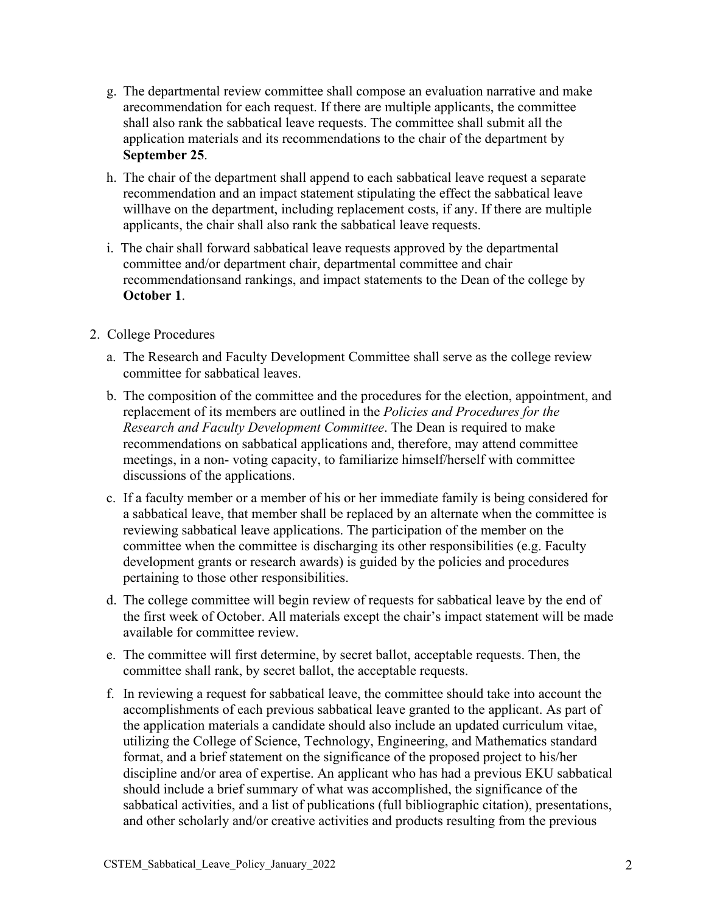g. The departmental review committee shall compose an evaluation narrative and make arecommendation for each request. If there are multiple applicants, the committee shall also rank the sabbatical leave requests. The committee shall submit all the application materials and its recommendations to the chair of the department by **September 25**.

h. The chair of the department shall append to each sabbatical leave request a separate recommendation and an impact statement stipulating the effect the sabbatical leave willhave on the department, including replacement costs, if any. If there are multiple applicants, the chair shall also rank the sabbatical leave requests.

i. The chair shall forward sabbatical leave requests approved by the departmental committee and/or department chair, departmental committee and chair recommendationsand rankings, and impact statements to the Dean of the college by **October 1**.

2. College Procedures

   a. The Research and Faculty Development Committee shall serve as the college review committee for sabbatical leaves.

   b. The composition of the committee and the procedures for the election, appointment, and replacement of its members are outlined in the *Policies and Procedures for the Research and Faculty Development Committee*. The Dean is required to make recommendations on sabbatical applications and, therefore, may attend committee meetings, in a non- voting capacity, to familiarize himself/herself with committee discussions of the applications.

   c. If a faculty member or a member of his or her immediate family is being considered for a sabbatical leave, that member shall be replaced by an alternate when the committee is reviewing sabbatical leave applications. The participation of the member on the committee when the committee is discharging its other responsibilities (e.g. Faculty development grants or research awards) is guided by the policies and procedures pertaining to those other responsibilities.

   d. The college committee will begin review of requests for sabbatical leave by the end of the first week of October. All materials except the chair's impact statement will be made available for committee review.

   e. The committee will first determine, by secret ballot, acceptable requests. Then, the committee shall rank, by secret ballot, the acceptable requests.

   f. In reviewing a request for sabbatical leave, the committee should take into account the accomplishments of each previous sabbatical leave granted to the applicant. As part of the application materials a candidate should also include an updated curriculum vitae, utilizing the College of Science, Technology, Engineering, and Mathematics standard format, and a brief statement on the significance of the proposed project to his/her discipline and/or area of expertise. An applicant who has had a previous EKU sabbatical should include a brief summary of what was accomplished, the significance of the sabbatical activities, and a list of publications (full bibliographic citation), presentations, and other scholarly and/or creative activities and products resulting from the previous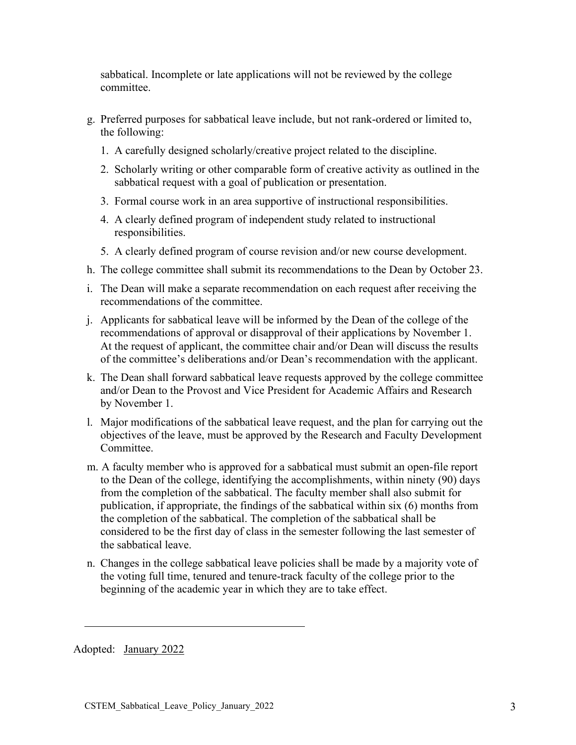sabbatical. Incomplete or late applications will not be reviewed by the college committee.

g. Preferred purposes for sabbatical leave include, but not rank-ordered or limited to, the following:

   1. A carefully designed scholarly/creative project related to the discipline.
   2. Scholarly writing or other comparable form of creative activity as outlined in the sabbatical request with a goal of publication or presentation.
   3. Formal course work in an area supportive of instructional responsibilities.
   4. A clearly defined program of independent study related to instructional responsibilities.
   5. A clearly defined program of course revision and/or new course development.

h. The college committee shall submit its recommendations to the Dean by October 23.

i. The Dean will make a separate recommendation on each request after receiving the recommendations of the committee.

j. Applicants for sabbatical leave will be informed by the Dean of the college of the recommendations of approval or disapproval of their applications by November 1. At the request of applicant, the committee chair and/or Dean will discuss the results of the committee's deliberations and/or Dean's recommendation with the applicant.

k. The Dean shall forward sabbatical leave requests approved by the college committee and/or Dean to the Provost and Vice President for Academic Affairs and Research by November 1.

l. Major modifications of the sabbatical leave request, and the plan for carrying out the objectives of the leave, must be approved by the Research and Faculty Development Committee.

m. A faculty member who is approved for a sabbatical must submit an open-file report to the Dean of the college, identifying the accomplishments, within ninety (90) days from the completion of the sabbatical. The faculty member shall also submit for publication, if appropriate, the findings of the sabbatical within six (6) months from the completion of the sabbatical. The completion of the sabbatical shall be considered to be the first day of class in the semester following the last semester of the sabbatical leave.

n. Changes in the college sabbatical leave policies shall be made by a majority vote of the voting full time, tenured and tenure-track faculty of the college prior to the beginning of the academic year in which they are to take effect.

---

Adopted: January 2022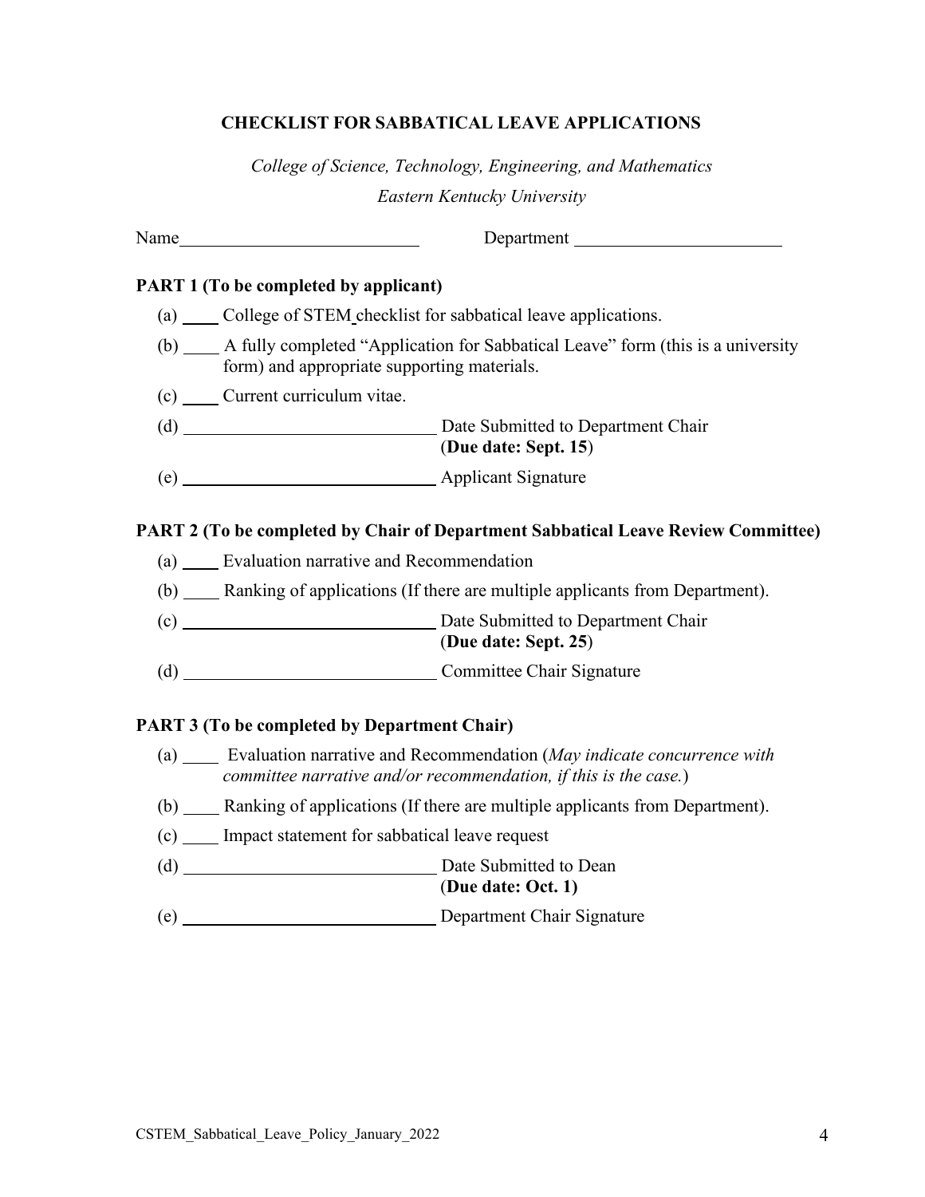**CHECKLIST FOR SABBATICAL LEAVE APPLICATIONS**

*College of Science, Technology, Engineering, and Mathematics*

*Eastern Kentucky University*

Name\_\_\_\_\_\_\_\_\_\_\_\_\_\_\_\_\_\_\_\_\_\_\_\_\_\_\_ Department \_\_\_\_\_\_\_\_\_\_\_\_\_\_\_\_\_\_\_\_\_\_\_\_

**PART 1 (To be completed by applicant)**

(a) \_\_\_\_ College of STEM checklist for sabbatical leave applications.

(b) \_\_\_\_ A fully completed "Application for Sabbatical Leave" form (this is a university form) and appropriate supporting materials.

(c) \_\_\_\_ Current curriculum vitae.

(d) \_\_\_\_\_\_\_\_\_\_\_\_\_\_\_\_\_\_\_\_\_\_\_\_\_\_\_\_ Date Submitted to Department Chair (**Due date: Sept. 15**)

(e) \_\_\_\_\_\_\_\_\_\_\_\_\_\_\_\_\_\_\_\_\_\_\_\_\_\_\_\_ Applicant Signature

**PART 2 (To be completed by Chair of Department Sabbatical Leave Review Committee)**

(a) \_\_\_\_ Evaluation narrative and Recommendation

(b) \_\_\_\_ Ranking of applications (If there are multiple applicants from Department).

(c) \_\_\_\_\_\_\_\_\_\_\_\_\_\_\_\_\_\_\_\_\_\_\_\_\_\_\_\_ Date Submitted to Department Chair (**Due date: Sept. 25**)

(d) \_\_\_\_\_\_\_\_\_\_\_\_\_\_\_\_\_\_\_\_\_\_\_\_\_\_\_\_ Committee Chair Signature

**PART 3 (To be completed by Department Chair)**

(a) \_\_\_\_ Evaluation narrative and Recommendation (*May indicate concurrence with committee narrative and/or recommendation, if this is the case.*)

(b) \_\_\_\_ Ranking of applications (If there are multiple applicants from Department).

(c) \_\_\_\_ Impact statement for sabbatical leave request

(d) \_\_\_\_\_\_\_\_\_\_\_\_\_\_\_\_\_\_\_\_\_\_\_\_\_\_\_\_ Date Submitted to Dean (**Due date: Oct. 1**)

(e) \_\_\_\_\_\_\_\_\_\_\_\_\_\_\_\_\_\_\_\_\_\_\_\_\_\_\_\_ Department Chair Signature